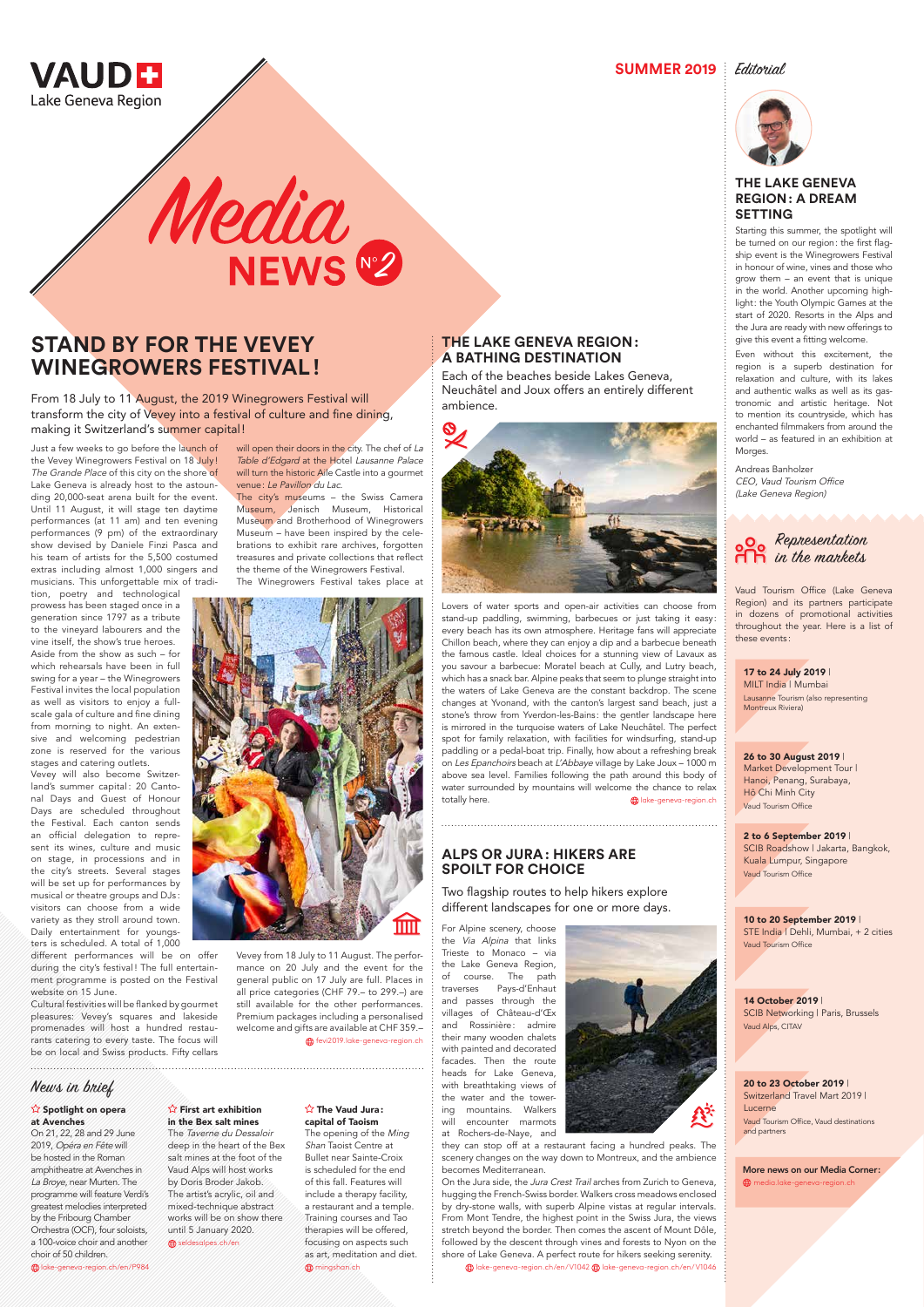# VAUD Lake Geneva Region

# Media NEWS N°2

**SUMMER 2019**

## STAND BY FOR THE VEVEY WINEGROWERS FESTIVAL!

From 18 July to 11 August, the 2019 Winegrowers Festival will transform the city of Vevey into a festival of culture and fine dining, making it Switzerland's summer capital!

Just a few weeks to go before the launch of the Vevey Winegrowers Festival on 18 July! *The Grande Place* of this city on the shore of Lake Geneva is already host to the astounding 20,000-seat arena built for the event. Until 11 August, it will stage ten daytime performances (at 11 am) and ten evening performances (9 pm) of the extraordinary show devised by Daniele Finzi Pasca and his team of artists for the 5,500 costumed extras including almost 1,000 singers and musicians. This unforgettable mix of tradition, poetry and technological prowess has been staged once in a generation since 1797 as a tribute to the vineyard labourers and the vine itself, the show's true heroes.

Aside from the show as such – for which rehearsals have been in full swing for a year – the Winegrowers Festival invites the local population as well as visitors to enjoy a full-scale gala of culture and fine dining from morning to night. An extensive and welcoming pedestrian zone is reserved for the various stages and catering outlets.

Vevey will also become Switzerland's summer capital: 20 Cantonal Days and Guest of Honour Days are scheduled throughout the Festival. Each canton sends an official delegation to represent its wines, culture and music on stage, in processions and in the city's streets. Several stages will be set up for performances by musical or theatre groups and DJs: visitors can choose from a wide variety as they stroll around town. Daily entertainment for youngsters is scheduled. A total of 1,000 different performances will be on offer during the city's festival! The full entertainment programme is posted on the Festival website on 15 June.

Cultural festivities will be flanked by gourmet pleasures: Vevey's squares and lakeside promenades will host a hundred restaurants catering to every taste. The focus will be on local and Swiss products. Fifty cellars will open their doors in the city. The chef of *La Table d'Edgard* at the Hotel *Lausanne Palace* will turn the historic Aile Castle into a gourmet venue: *Le Pavillon du Lac*.

The city's museums – the Swiss Camera Museum, Jenisch Museum, Historical Museum and Brotherhood of Winegrowers Museum – have been inspired by the celebrations to exhibit rare archives, forgotten treasures and private collections that reflect the theme of the Winegrowers Festival.

The Winegrowers Festival takes place at Vevey from 18 July to 11 August. The performance on 20 July and the event for the general public on 17 July are full. Places in all price categories (CHF 79.– to 299.–) are still available for the other performances. Premium packages including a personalised welcome and gifts are available at CHF 359.–

fevi2019.lake-geneva-region.ch

## THE LAKE GENEVA REGION: A BATHING DESTINATION

Each of the beaches beside Lakes Geneva, Neuchâtel and Joux offers an entirely different ambience.

Lovers of water sports and open-air activities can choose from stand-up paddling, swimming, barbecues or just taking it easy: every beach has its own atmosphere. Heritage fans will appreciate Chillon beach, where they can enjoy a dip and a barbecue beneath the famous castle. Ideal choices for a stunning view of Lavaux as you savour a barbecue: Moratel beach at Cully, and Lutry beach, which has a snack bar. Alpine peaks that seem to plunge straight into the waters of Lake Geneva are the constant backdrop. The scene changes at Yvonand, with the canton's largest sand beach, just a stone's throw from Yverdon-les-Bains: the gentler landscape here is mirrored in the turquoise waters of Lake Neuchâtel. The perfect spot for family relaxation, with facilities for windsurfing, stand-up paddling or a pedal-boat trip. Finally, how about a refreshing break on *Les Epanchoirs* beach at *L'Abbaye* village by Lake Joux – 1000 m above sea level. Families following the path around this body of water surrounded by mountains will welcome the chance to relax totally here.

lake-geneva-region.ch

## ALPS OR JURA: HIKERS ARE SPOILT FOR CHOICE

Two flagship routes to help hikers explore different landscapes for one or more days.

For Alpine scenery, choose the *Via Alpina* that links Trieste to Monaco – via the Lake Geneva Region, of course. The path traverses Pays-d'Enhaut and passes through the villages of Château-d'Œx and Rossinière: admire their many wooden chalets with painted and decorated facades. Then the route heads for Lake Geneva, with breathtaking views of the water and the towering mountains. Walkers will encounter marmots at Rochers-de-Naye, and they can stop off at a restaurant facing a hundred peaks. The scenery changes on the way down to Montreux, and the ambience becomes Mediterranean.

On the Jura side, the *Jura Crest Trail* arches from Zurich to Geneva, hugging the French-Swiss border. Walkers cross meadows enclosed by dry-stone walls, with superb Alpine vistas at regular intervals. From Mont Tendre, the highest point in the Swiss Jura, the views stretch beyond the border. Then comes the ascent of Mount Dôle, followed by the descent through vines and forests to Nyon on the shore of Lake Geneva. A perfect route for hikers seeking serenity.

lake-geneva-region.ch/en/V1042 lake-geneva-region.ch/en/V1046

## News in brief

**Spotlight on opera at Avenches**

On 21, 22, 28 and 29 June 2019, *Opéra en Fête* will be hosted in the Roman amphitheatre at Avenches in *La Broye*, near Murten. The programme will feature Verdi's greatest melodies interpreted by the Fribourg Chamber Orchestra (OCF), four soloists, a 100-voice choir and another choir of 50 children.

lake-geneva-region.ch/en/P984

**First art exhibition in the Bex salt mines**

The *Taverne du Dessaloir* deep in the heart of the Bex salt mines at the foot of the Vaud Alps will host works by Doris Broder Jakob. The artist's acrylic, oil and mixed-technique abstract works will be on show there until 5 January 2020.

seldesalpes.ch/en

**The Vaud Jura: capital of Taoism**

The opening of the *Ming Shan* Taoist Centre at Bullet near Sainte-Croix is scheduled for the end of this fall. Features will include a therapy facility, a restaurant and a temple. Training courses and Tao therapies will be offered, focusing on aspects such as art, meditation and diet.

mingshan.ch

## Editorial

### THE LAKE GENEVA REGION: A DREAM SETTING

Starting this summer, the spotlight will be turned on our region: the first flagship event is the Winegrowers Festival in honour of wine, vines and those who grow them – an event that is unique in the world. Another upcoming highlight: the Youth Olympic Games at the start of 2020. Resorts in the Alps and the Jura are ready with new offerings to give this event a fitting welcome.

Even without this excitement, the region is a superb destination for relaxation and culture, with its lakes and authentic walks as well as its gastronomic and artistic heritage. Not to mention its countryside, which has enchanted filmmakers from around the world – as featured in an exhibition at Morges.

Andreas Banholzer
*CEO, Vaud Tourism Office (Lake Geneva Region)*

## Representation in the markets

Vaud Tourism Office (Lake Geneva Region) and its partners participate in dozens of promotional activities throughout the year. Here is a list of these events:

**17 to 24 July 2019** | MILT India | Mumbai
Lausanne Tourism (also representing Montreux Riviera)

**26 to 30 August 2019** | Market Development Tour | Hanoi, Penang, Surabaya, Hô Chi Minh City
Vaud Tourism Office

**2 to 6 September 2019** | SCIB Roadshow | Jakarta, Bangkok, Kuala Lumpur, Singapore
Vaud Tourism Office

**10 to 20 September 2019** | STE India | Dehli, Mumbai, + 2 cities
Vaud Tourism Office

**14 October 2019** | SCIB Networking | Paris, Brussels
Vaud Alps, CITAV

**20 to 23 October 2019** | Switzerland Travel Mart 2019 | Lucerne
Vaud Tourism Office, Vaud destinations and partners

**More news on our Media Corner:**
media.lake-geneva-region.ch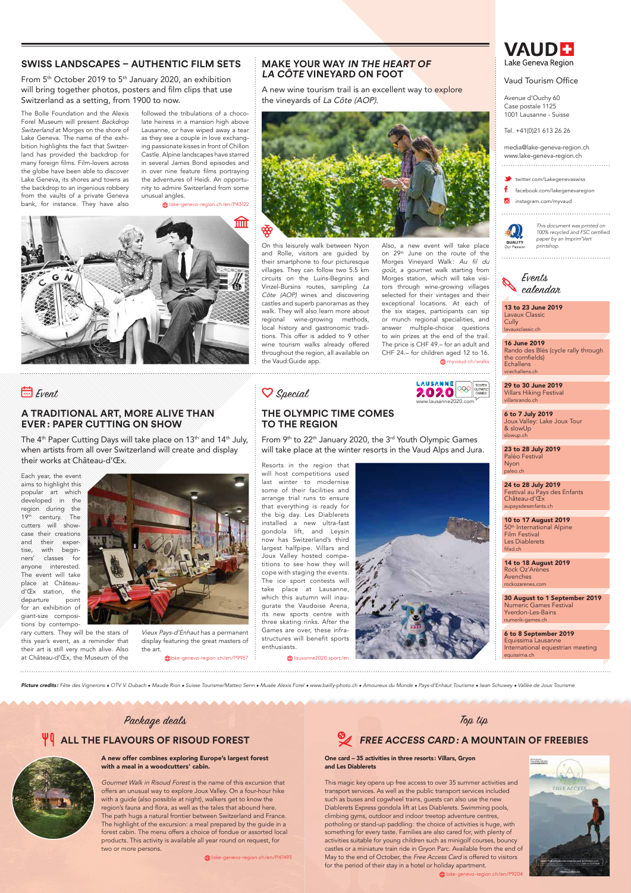## SWISS LANDSCAPES – AUTHENTIC FILM SETS

From 5th October 2019 to 5th January 2020, an exhibition will bring together photos, posters and film clips that use Switzerland as a setting, from 1900 to now.

The Bolle Foundation and the Alexis Forel Museum will present *Backdrop Switzerland* at Morges on the shore of Lake Geneva. The name of the exhibition highlights the fact that Switzerland has provided the backdrop for many foreign films. Film-lovers across the globe have been able to discover Lake Geneva, its shores and towns as the backdrop to an ingenious robbery from the vaults of a private Geneva bank, for instance. They have also followed the tribulations of a chocolate heiress in a mansion high above Lausanne, or have wiped away a tear as they see a couple in love exchanging passionate kisses in front of Chillon Castle. Alpine landscapes have starred in several James Bond episodes and in over nine feature films portraying the adventures of Heidi. An opportunity to admire Switzerland from some unusual angles.

lake-geneva-region.ch/en/P43122

## MAKE YOUR WAY *IN THE HEART OF LA CÔTE* VINEYARD ON FOOT

A new wine tourism trail is an excellent way to explore the vineyards of *La Côte (AOP)*.

On this leisurely walk between Nyon and Rolle, visitors are guided by their smartphone to four picturesque villages. They can follow two 5.5 km circuits on the Luins-Begnins and Vinzel-Bursins routes, sampling *La Côte (AOP)* wines and discovering castles and superb panoramas as they walk. They will also learn more about regional wine-growing methods, local history and gastronomic traditions. This offer is added to 9 other wine tourism walks already offered throughout the region, all available on the Vaud:Guide app.

Also, a new event will take place on 29th June on the route of the Morges Vineyard Walk: *Au fil du goût*, a gourmet walk starting from Morges station, which will take visitors through wine-growing villages selected for their vintages and their exceptional locations. At each of the six stages, participants can sip or munch regional specialities, and answer multiple-choice questions to win prizes at the end of the trail. The price is CHF 49.– for an adult and CHF 24.– for children aged 12 to 16.

myvaud.ch/walks

*Event*

## A TRADITIONAL ART, MORE ALIVE THAN EVER: PAPER CUTTING ON SHOW

The 4th Paper Cutting Days will take place on 13th and 14th July, when artists from all over Switzerland will create and display their works at Château-d'Œx.

Each year, the event aims to highlight this popular art which developed in the region during the 19th century. The cutters will showcase their creations and their expertise, with beginners' classes for anyone interested. The event will take place at Château-d'Œx station, the departure point for an exhibition of giant-size compositions by contemporary cutters. They will be the stars of this year's event, as a reminder that their art is still very much alive. Also at Château-d'Œx, the Museum of the *Vieux Pays-d'Enhaut* has a permanent display featuring the great masters of the art.

lake-geneva-region.ch/en/P9957

*Special*

LAUSANNE 2020 YOUTH OLYMPIC GAMES
www.lausanne2020.com

## THE OLYMPIC TIME COMES TO THE REGION

From 9th to 22th January 2020, the 3rd Youth Olympic Games will take place at the winter resorts in the Vaud Alps and Jura.

Resorts in the region that will host competitions used last winter to modernise some of their facilities and arrange trial runs to ensure that everything is ready for the big day. Les Diablerets installed a new ultra-fast gondola lift, and Leysin now has Switzerland's third largest halfpipe. Villars and Joux Valley hosted competitions to see how they will cope with staging the events. The ice sport contests will take place at Lausanne, which this autumn will inaugurate the Vaudoise Arena, its new sports centre with three skating rinks. After the Games are over, these infrastructures will benefit sports enthusiasts.

lausanne2020.sport/en

# VAUD Lake Geneva Region

Vaud Tourism Office

Avenue d'Ouchy 60
Case postale 1125
1001 Lausanne - Suisse

Tel. +41(0)21 613 26 26

media@lake-geneva-region.ch
www.lake-geneva-region.ch

twitter.com/Lakegenevaswiss
facebook.com/lakegenevaregion
instagram.com/myvaud

QUALITY Our Passion

*This document was printed on 100% recycled and FSC certified paper by an Imprim'Vert printshop.*

*Events calendar*

**13 to 23 June 2019**
Lavaux Classic
Cully
lavauxclassic.ch

**16 June 2019**
Rando des Blés (cycle rally through the cornfields)
Echallens
vcechallens.ch

**29 to 30 June 2019**
Villars Hiking Festival
villarsrando.ch

**6 to 7 July 2019**
Joux Valley: Lake Joux Tour & slowUp
slowup.ch

**23 to 28 July 2019**
Paléo Festival
Nyon
paleo.ch

**24 to 28 July 2019**
Festival au Pays des Enfants
Château-d'Œx
aupaysdesenfants.ch

**10 to 17 August 2019**
50th International Alpine Film Festival
Les Diablerets
fifad.ch

**14 to 18 August 2019**
Rock Oz'Arènes
Avenches
rockozarenes.com

**30 August to 1 September 2019**
Numeric Games Festival
Yverdon-Les-Bains
numerik-games.ch

**6 to 8 September 2019**
Equissima Lausanne
International equestrian meeting
equissima.ch

***Picture credits:*** *Fête des Vignerons • OTV V. Dubach • Maude Rion • Suisse Tourisme/Matteo Senn • Musée Alexis Forel • www.bailly-photo.ch • Amoureux du Monde • Pays-d'Enhaut Tourisme • Iwan Schuwey • Vallée de Joux Tourisme*

*Package deals*

## ALL THE FLAVOURS OF RISOUD FOREST

**A new offer combines exploring Europe's largest forest with a meal in a woodcutters' cabin.**

*Gourmet Walk in Risoud Forest* is the name of this excursion that offers an unusual way to explore Joux Valley. On a four-hour hike with a guide (also possible at night), walkers get to know the region's fauna and flora, as well as the tales that abound here. The path hugs a natural frontier between Switzerland and France. The highlight of the excursion: a meal prepared by the guide in a forest cabin. The menu offers a choice of fondue or assorted local products. This activity is available all year round on request, for two or more persons.

lake-geneva-region.ch/en/P47493

*Top tip*

## *FREE ACCESS CARD*: A MOUNTAIN OF FREEBIES

**One card – 35 activities in three resorts: Villars, Gryon and Les Diablerets**

This magic key opens up free access to over 35 summer activities and transport services. As well as the public transport services included such as buses and cogwheel trains, guests can also use the new Diablerets Express gondola lift at Les Diablerets. Swimming pools, climbing gyms, outdoor and indoor treetop adventure centres, potholing or stand-up paddling: the choice of activities is huge, with something for every taste. Families are also cared for, with plenty of activities suitable for young children such as minigolf courses, bouncy castles or a miniature train ride in Gryon Parc. Available from the end of May to the end of October, the *Free Access Card* is offered to visitors for the period of their stay in a hotel or holiday apartment.

lake-geneva-region.ch/en/P9204